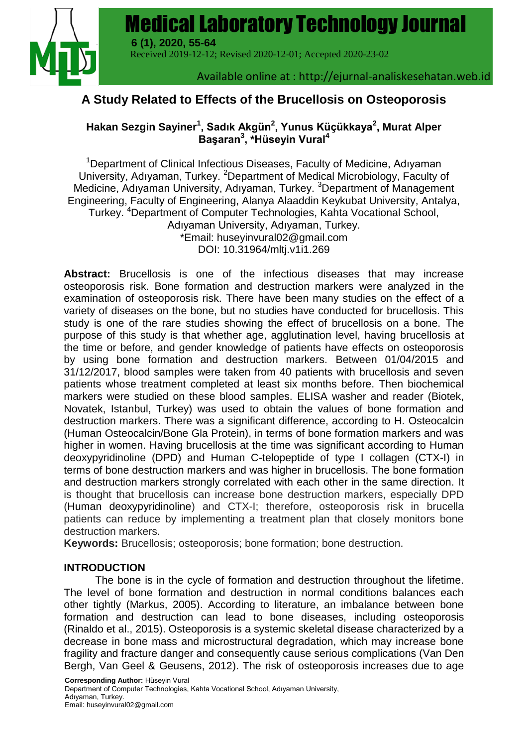# A Study Related to Effects of the Brucellosis on Osteoporosis

**Hakan Sezgin Sayiner[1], Sadık Akgün[2], Yunus Küçükkaya[2], Murat Alper Başaran[3], *Hüseyin Vural[4]**

[1]Department of Clinical Infectious Diseases, Faculty of Medicine, Adıyaman University, Adıyaman, Turkey. [2]Department of Medical Microbiology, Faculty of Medicine, Adıyaman University, Adıyaman, Turkey. [3]Department of Management Engineering, Faculty of Engineering, Alanya Alaaddin Keykubat University, Antalya, Turkey. [4]Department of Computer Technologies, Kahta Vocational School, Adıyaman University, Adıyaman, Turkey.
*Email: huseyinvural02@gmail.com
DOI: 10.31964/mltj.v1i1.269

**Abstract:** Brucellosis is one of the infectious diseases that may increase osteoporosis risk. Bone formation and destruction markers were analyzed in the examination of osteoporosis risk. There have been many studies on the effect of a variety of diseases on the bone, but no studies have conducted for brucellosis. This study is one of the rare studies showing the effect of brucellosis on a bone. The purpose of this study is that whether age, agglutination level, having brucellosis at the time or before, and gender knowledge of patients have effects on osteoporosis by using bone formation and destruction markers. Between 01/04/2015 and 31/12/2017, blood samples were taken from 40 patients with brucellosis and seven patients whose treatment completed at least six months before. Then biochemical markers were studied on these blood samples. ELISA washer and reader (Biotek, Novatek, Istanbul, Turkey) was used to obtain the values of bone formation and destruction markers. There was a significant difference, according to H. Osteocalcin (Human Osteocalcin/Bone Gla Protein), in terms of bone formation markers and was higher in women. Having brucellosis at the time was significant according to Human deoxypyridinoline (DPD) and Human C-telopeptide of type I collagen (CTX-I) in terms of bone destruction markers and was higher in brucellosis. The bone formation and destruction markers strongly correlated with each other in the same direction. It is thought that brucellosis can increase bone destruction markers, especially DPD (Human deoxypyridinoline) and CTX-I; therefore, osteoporosis risk in brucella patients can reduce by implementing a treatment plan that closely monitors bone destruction markers.

**Keywords:** Brucellosis; osteoporosis; bone formation; bone destruction.

## INTRODUCTION

The bone is in the cycle of formation and destruction throughout the lifetime. The level of bone formation and destruction in normal conditions balances each other tightly (Markus, 2005). According to literature, an imbalance between bone formation and destruction can lead to bone diseases, including osteoporosis (Rinaldo et al., 2015). Osteoporosis is a systemic skeletal disease characterized by a decrease in bone mass and microstructural degradation, which may increase bone fragility and fracture danger and consequently cause serious complications (Van Den Bergh, Van Geel & Geusens, 2012). The risk of osteoporosis increases due to age

**Corresponding Author:** Hüseyin Vural
Department of Computer Technologies, Kahta Vocational School, Adıyaman University, Adıyaman, Turkey.
Email: huseyinvural02@gmail.com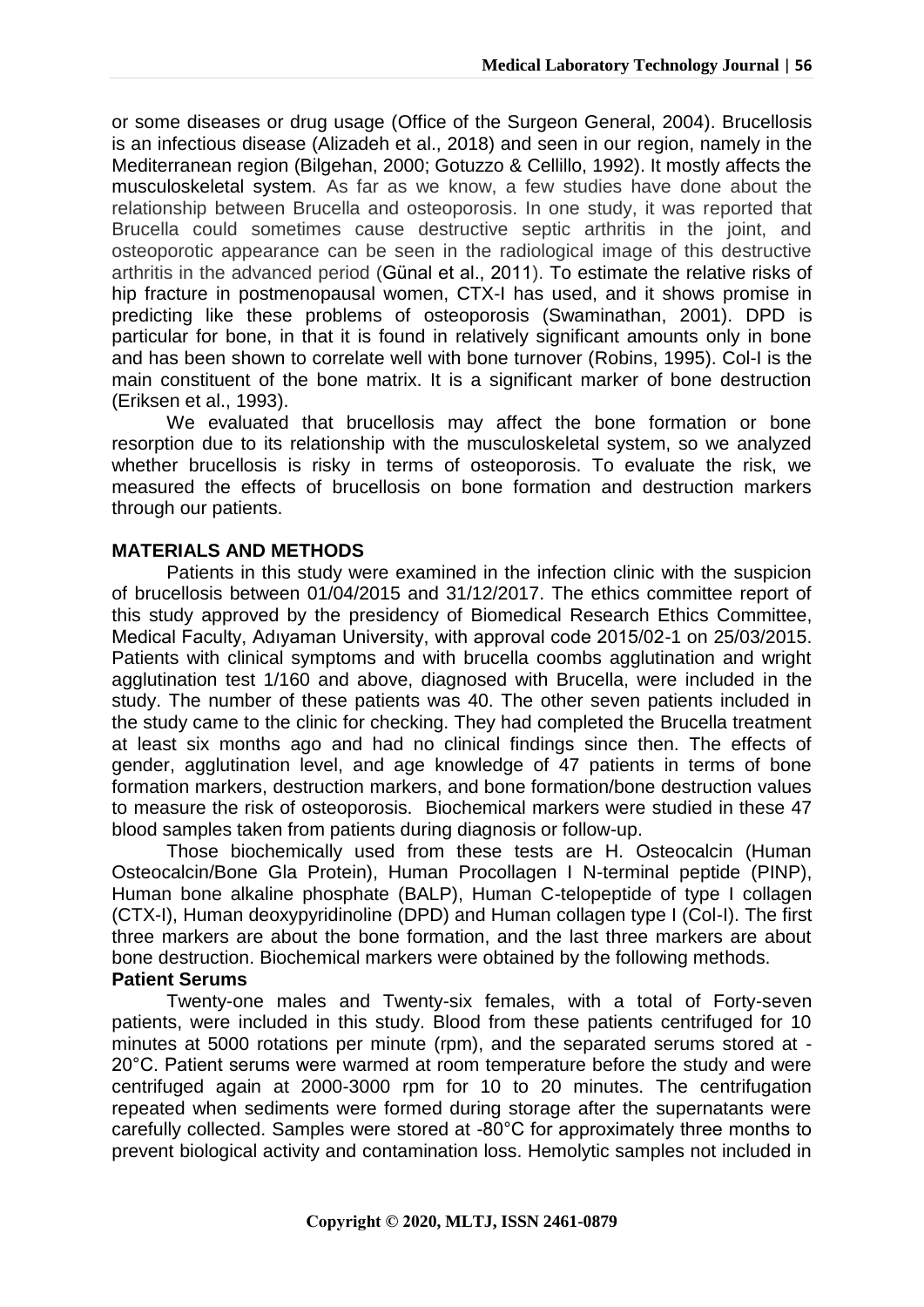or some diseases or drug usage (Office of the Surgeon General, 2004). Brucellosis is an infectious disease (Alizadeh et al., 2018) and seen in our region, namely in the Mediterranean region (Bilgehan, 2000; Gotuzzo & Cellillo, 1992). It mostly affects the musculoskeletal system. As far as we know, a few studies have done about the relationship between Brucella and osteoporosis. In one study, it was reported that Brucella could sometimes cause destructive septic arthritis in the joint, and osteoporotic appearance can be seen in the radiological image of this destructive arthritis in the advanced period (Günal et al., 2011). To estimate the relative risks of hip fracture in postmenopausal women, CTX-I has used, and it shows promise in predicting like these problems of osteoporosis (Swaminathan, 2001). DPD is particular for bone, in that it is found in relatively significant amounts only in bone and has been shown to correlate well with bone turnover (Robins, 1995). Col-I is the main constituent of the bone matrix. It is a significant marker of bone destruction (Eriksen et al., 1993).

We evaluated that brucellosis may affect the bone formation or bone resorption due to its relationship with the musculoskeletal system, so we analyzed whether brucellosis is risky in terms of osteoporosis. To evaluate the risk, we measured the effects of brucellosis on bone formation and destruction markers through our patients.

## MATERIALS AND METHODS

Patients in this study were examined in the infection clinic with the suspicion of brucellosis between 01/04/2015 and 31/12/2017. The ethics committee report of this study approved by the presidency of Biomedical Research Ethics Committee, Medical Faculty, Adıyaman University, with approval code 2015/02-1 on 25/03/2015. Patients with clinical symptoms and with brucella coombs agglutination and wright agglutination test 1/160 and above, diagnosed with Brucella, were included in the study. The number of these patients was 40. The other seven patients included in the study came to the clinic for checking. They had completed the Brucella treatment at least six months ago and had no clinical findings since then. The effects of gender, agglutination level, and age knowledge of 47 patients in terms of bone formation markers, destruction markers, and bone formation/bone destruction values to measure the risk of osteoporosis. Biochemical markers were studied in these 47 blood samples taken from patients during diagnosis or follow-up.

Those biochemically used from these tests are H. Osteocalcin (Human Osteocalcin/Bone Gla Protein), Human Procollagen I N-terminal peptide (PINP), Human bone alkaline phosphate (BALP), Human C-telopeptide of type I collagen (CTX-I), Human deoxypyridinoline (DPD) and Human collagen type I (Col-I). The first three markers are about the bone formation, and the last three markers are about bone destruction. Biochemical markers were obtained by the following methods.

### Patient Serums

Twenty-one males and Twenty-six females, with a total of Forty-seven patients, were included in this study. Blood from these patients centrifuged for 10 minutes at 5000 rotations per minute (rpm), and the separated serums stored at -20°C. Patient serums were warmed at room temperature before the study and were centrifuged again at 2000-3000 rpm for 10 to 20 minutes. The centrifugation repeated when sediments were formed during storage after the supernatants were carefully collected. Samples were stored at -80°C for approximately three months to prevent biological activity and contamination loss. Hemolytic samples not included in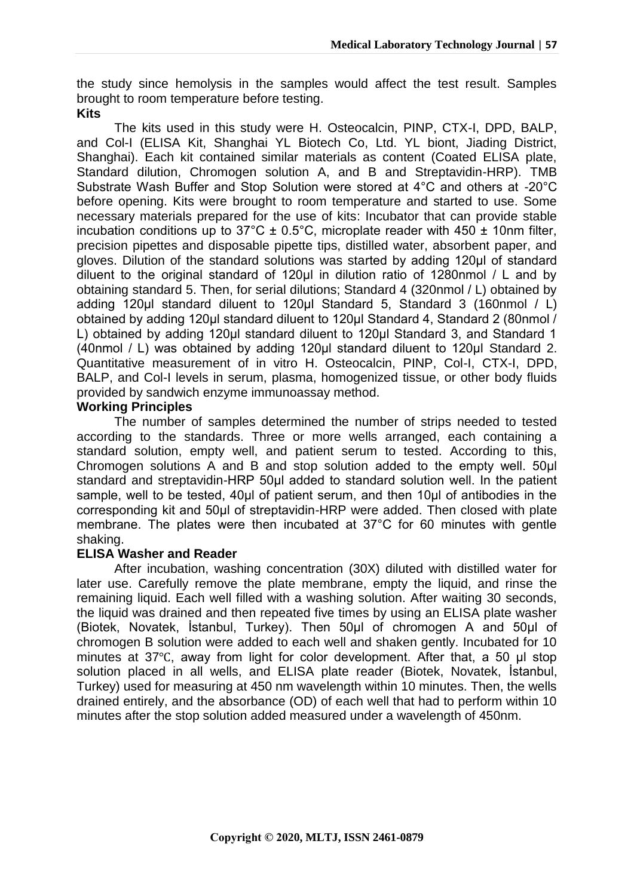the study since hemolysis in the samples would affect the test result. Samples brought to room temperature before testing.

**Kits**

The kits used in this study were H. Osteocalcin, PINP, CTX-I, DPD, BALP, and Col-I (ELISA Kit, Shanghai YL Biotech Co, Ltd. YL biont, Jiading District, Shanghai). Each kit contained similar materials as content (Coated ELISA plate, Standard dilution, Chromogen solution A, and B and Streptavidin-HRP). TMB Substrate Wash Buffer and Stop Solution were stored at 4°C and others at -20°C before opening. Kits were brought to room temperature and started to use. Some necessary materials prepared for the use of kits: Incubator that can provide stable incubation conditions up to 37°C ± 0.5°C, microplate reader with 450 ± 10nm filter, precision pipettes and disposable pipette tips, distilled water, absorbent paper, and gloves. Dilution of the standard solutions was started by adding 120µl of standard diluent to the original standard of 120µl in dilution ratio of 1280nmol / L and by obtaining standard 5. Then, for serial dilutions; Standard 4 (320nmol / L) obtained by adding 120µl standard diluent to 120µl Standard 5, Standard 3 (160nmol / L) obtained by adding 120µl standard diluent to 120µl Standard 4, Standard 2 (80nmol / L) obtained by adding 120µl standard diluent to 120µl Standard 3, and Standard 1 (40nmol / L) was obtained by adding 120µl standard diluent to 120µl Standard 2. Quantitative measurement of in vitro H. Osteocalcin, PINP, Col-I, CTX-I, DPD, BALP, and Col-I levels in serum, plasma, homogenized tissue, or other body fluids provided by sandwich enzyme immunoassay method.

**Working Principles**

The number of samples determined the number of strips needed to tested according to the standards. Three or more wells arranged, each containing a standard solution, empty well, and patient serum to tested. According to this, Chromogen solutions A and B and stop solution added to the empty well. 50µl standard and streptavidin-HRP 50µl added to standard solution well. In the patient sample, well to be tested, 40µl of patient serum, and then 10µl of antibodies in the corresponding kit and 50µl of streptavidin-HRP were added. Then closed with plate membrane. The plates were then incubated at 37°C for 60 minutes with gentle shaking.

**ELISA Washer and Reader**

After incubation, washing concentration (30X) diluted with distilled water for later use. Carefully remove the plate membrane, empty the liquid, and rinse the remaining liquid. Each well filled with a washing solution. After waiting 30 seconds, the liquid was drained and then repeated five times by using an ELISA plate washer (Biotek, Novatek, İstanbul, Turkey). Then 50µl of chromogen A and 50µl of chromogen B solution were added to each well and shaken gently. Incubated for 10 minutes at 37℃, away from light for color development. After that, a 50 µl stop solution placed in all wells, and ELISA plate reader (Biotek, Novatek, İstanbul, Turkey) used for measuring at 450 nm wavelength within 10 minutes. Then, the wells drained entirely, and the absorbance (OD) of each well that had to perform within 10 minutes after the stop solution added measured under a wavelength of 450nm.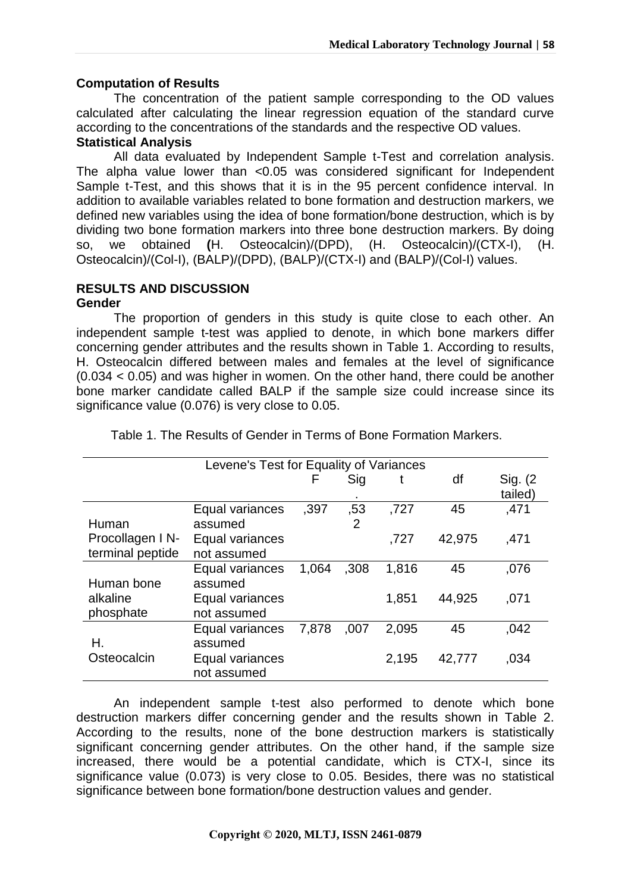### Computation of Results

The concentration of the patient sample corresponding to the OD values calculated after calculating the linear regression equation of the standard curve according to the concentrations of the standards and the respective OD values.

### Statistical Analysis

All data evaluated by Independent Sample t-Test and correlation analysis. The alpha value lower than <0.05 was considered significant for Independent Sample t-Test, and this shows that it is in the 95 percent confidence interval. In addition to available variables related to bone formation and destruction markers, we defined new variables using the idea of bone formation/bone destruction, which is by dividing two bone formation markers into three bone destruction markers. By doing so, we obtained **(**H. Osteocalcin)/(DPD), (H. Osteocalcin)/(CTX-I), (H. Osteocalcin)/(Col-I), (BALP)/(DPD), (BALP)/(CTX-I) and (BALP)/(Col-I) values.

## RESULTS AND DISCUSSION

### Gender

The proportion of genders in this study is quite close to each other. An independent sample t-test was applied to denote, in which bone markers differ concerning gender attributes and the results shown in Table 1. According to results, H. Osteocalcin differed between males and females at the level of significance (0.034 < 0.05) and was higher in women. On the other hand, there could be another bone marker candidate called BALP if the sample size could increase since its significance value (0.076) is very close to 0.05.

Table 1. The Results of Gender in Terms of Bone Formation Markers.

| | | Levene's Test for Equality of Variances | | | | |
|---|---|---|---|---|---|---|
| | | F | Sig. | t | df | Sig. (2 tailed) |
| Human Procollagen I N-terminal peptide | Equal variances assumed | ,397 | ,532 | ,727 | 45 | ,471 |
| | Equal variances not assumed | | | ,727 | 42,975 | ,471 |
| Human bone alkaline phosphate | Equal variances assumed | 1,064 | ,308 | 1,816 | 45 | ,076 |
| | Equal variances not assumed | | | 1,851 | 44,925 | ,071 |
| H. Osteocalcin | Equal variances assumed | 7,878 | ,007 | 2,095 | 45 | ,042 |
| | Equal variances not assumed | | | 2,195 | 42,777 | ,034 |

An independent sample t-test also performed to denote which bone destruction markers differ concerning gender and the results shown in Table 2. According to the results, none of the bone destruction markers is statistically significant concerning gender attributes. On the other hand, if the sample size increased, there would be a potential candidate, which is CTX-I, since its significance value (0.073) is very close to 0.05. Besides, there was no statistical significance between bone formation/bone destruction values and gender.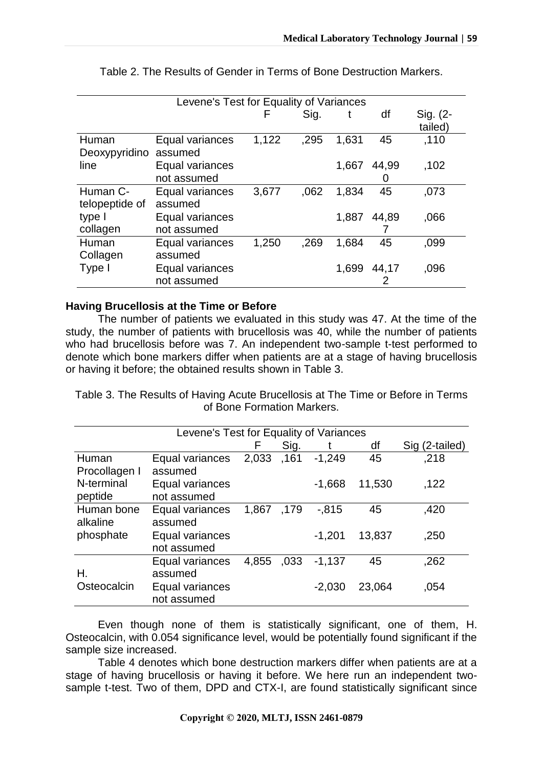Table 2. The Results of Gender in Terms of Bone Destruction Markers.

| Levene's Test for Equality of Variances | | | | | | |
|---|---|---|---|---|---|---|
| | | F | Sig. | t | df | Sig. (2-tailed) |
| Human Deoxypyridinoline | Equal variances assumed | 1,122 | ,295 | 1,631 | 45 | ,110 |
| | Equal variances not assumed | | | 1,667 | 44,990 | ,102 |
| Human C-telopeptide of type I collagen | Equal variances assumed | 3,677 | ,062 | 1,834 | 45 | ,073 |
| | Equal variances not assumed | | | 1,887 | 44,897 | ,066 |
| Human Collagen Type I | Equal variances assumed | 1,250 | ,269 | 1,684 | 45 | ,099 |
| | Equal variances not assumed | | | 1,699 | 44,172 | ,096 |

**Having Brucellosis at the Time or Before**

The number of patients we evaluated in this study was 47. At the time of the study, the number of patients with brucellosis was 40, while the number of patients who had brucellosis before was 7. An independent two-sample t-test performed to denote which bone markers differ when patients are at a stage of having brucellosis or having it before; the obtained results shown in Table 3.

Table 3. The Results of Having Acute Brucellosis at The Time or Before in Terms of Bone Formation Markers.

| Levene's Test for Equality of Variances | | | | | | |
|---|---|---|---|---|---|---|
| | | F | Sig. | t | df | Sig (2-tailed) |
| Human Procollagen I N-terminal peptide | Equal variances assumed | 2,033 | ,161 | -1,249 | 45 | ,218 |
| | Equal variances not assumed | | | -1,668 | 11,530 | ,122 |
| Human bone alkaline phosphate | Equal variances assumed | 1,867 | ,179 | -,815 | 45 | ,420 |
| | Equal variances not assumed | | | -1,201 | 13,837 | ,250 |
| H. Osteocalcin | Equal variances assumed | 4,855 | ,033 | -1,137 | 45 | ,262 |
| | Equal variances not assumed | | | -2,030 | 23,064 | ,054 |

Even though none of them is statistically significant, one of them, H. Osteocalcin, with 0.054 significance level, would be potentially found significant if the sample size increased.

Table 4 denotes which bone destruction markers differ when patients are at a stage of having brucellosis or having it before. We here run an independent two-sample t-test. Two of them, DPD and CTX-I, are found statistically significant since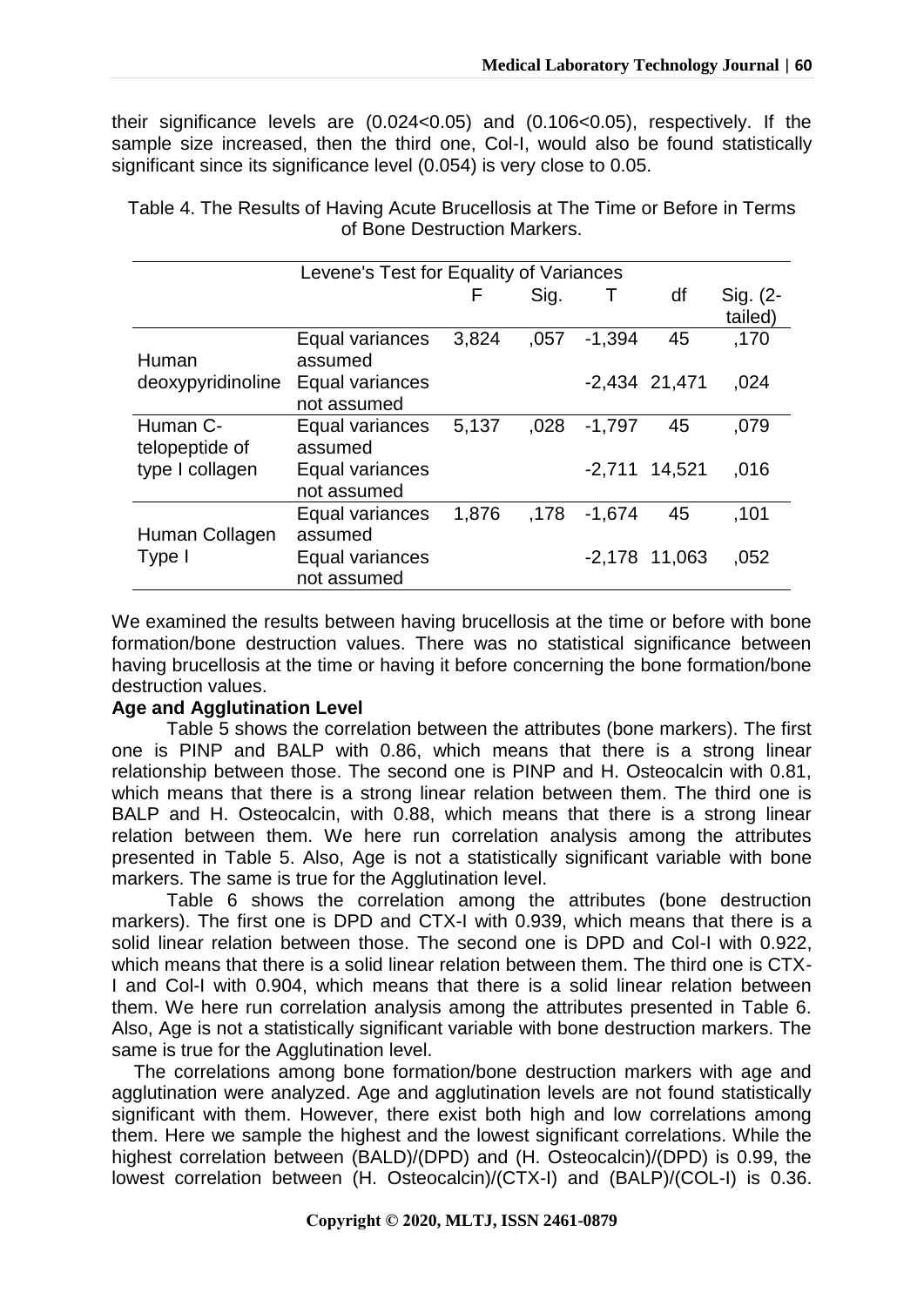their significance levels are (0.024<0.05) and (0.106<0.05), respectively. If the sample size increased, then the third one, Col-I, would also be found statistically significant since its significance level (0.054) is very close to 0.05.

Table 4. The Results of Having Acute Brucellosis at The Time or Before in Terms of Bone Destruction Markers.

| Levene's Test for Equality of Variances | | | | | | |
|---|---|---|---|---|---|---|
| | | F | Sig. | T | df | Sig. (2-tailed) |
| Human deoxypyridinoline | Equal variances assumed | 3,824 | ,057 | -1,394 | 45 | ,170 |
| | Equal variances not assumed | | | -2,434 | 21,471 | ,024 |
| Human C-telopeptide of type I collagen | Equal variances assumed | 5,137 | ,028 | -1,797 | 45 | ,079 |
| | Equal variances not assumed | | | -2,711 | 14,521 | ,016 |
| Human Collagen Type I | Equal variances assumed | 1,876 | ,178 | -1,674 | 45 | ,101 |
| | Equal variances not assumed | | | -2,178 | 11,063 | ,052 |

We examined the results between having brucellosis at the time or before with bone formation/bone destruction values. There was no statistical significance between having brucellosis at the time or having it before concerning the bone formation/bone destruction values.

**Age and Agglutination Level**

Table 5 shows the correlation between the attributes (bone markers). The first one is PINP and BALP with 0.86, which means that there is a strong linear relationship between those. The second one is PINP and H. Osteocalcin with 0.81, which means that there is a strong linear relation between them. The third one is BALP and H. Osteocalcin, with 0.88, which means that there is a strong linear relation between them. We here run correlation analysis among the attributes presented in Table 5. Also, Age is not a statistically significant variable with bone markers. The same is true for the Agglutination level.

Table 6 shows the correlation among the attributes (bone destruction markers). The first one is DPD and CTX-I with 0.939, which means that there is a solid linear relation between those. The second one is DPD and Col-I with 0.922, which means that there is a solid linear relation between them. The third one is CTX-I and Col-I with 0.904, which means that there is a solid linear relation between them. We here run correlation analysis among the attributes presented in Table 6. Also, Age is not a statistically significant variable with bone destruction markers. The same is true for the Agglutination level.

The correlations among bone formation/bone destruction markers with age and agglutination were analyzed. Age and agglutination levels are not found statistically significant with them. However, there exist both high and low correlations among them. Here we sample the highest and the lowest significant correlations. While the highest correlation between (BALD)/(DPD) and (H. Osteocalcin)/(DPD) is 0.99, the lowest correlation between (H. Osteocalcin)/(CTX-I) and (BALP)/(COL-I) is 0.36.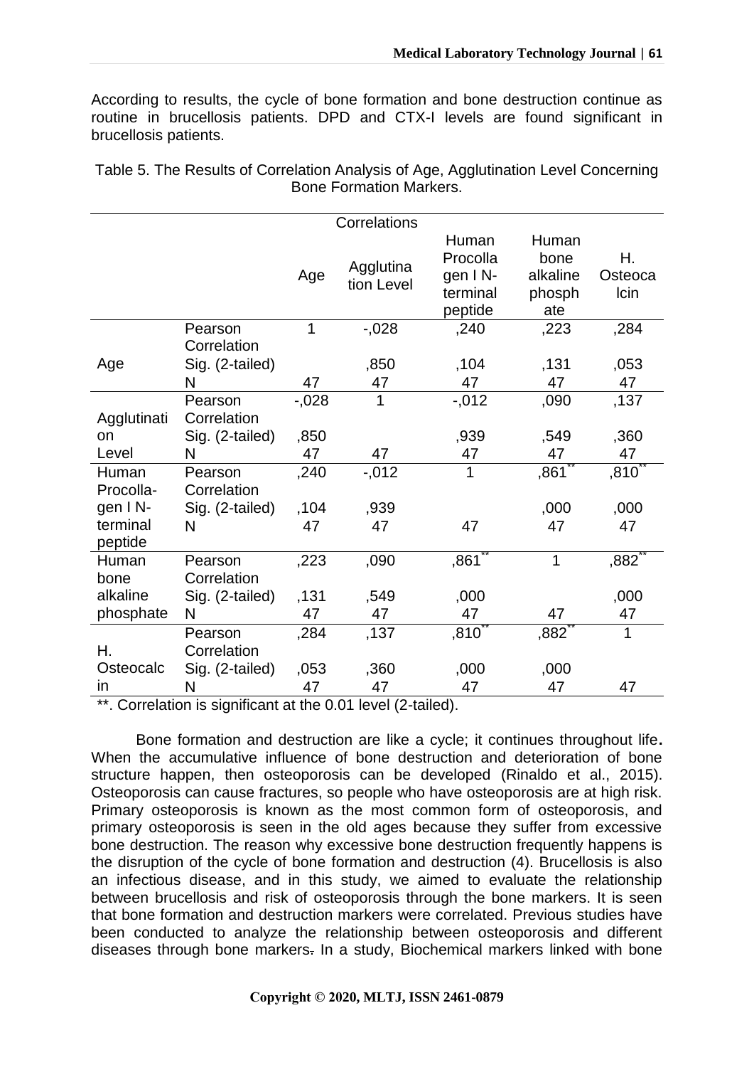According to results, the cycle of bone formation and bone destruction continue as routine in brucellosis patients. DPD and CTX-I levels are found significant in brucellosis patients.

Table 5. The Results of Correlation Analysis of Age, Agglutination Level Concerning Bone Formation Markers.

| Correlations | | Age | Agglutination Level | Human Procollagen I N-terminal peptide | Human bone alkaline phosphate | H. Osteocalcin |
|---|---|---|---|---|---|---|
| Age | Pearson Correlation | 1 | -,028 | ,240 | ,223 | ,284 |
| | Sig. (2-tailed) | | ,850 | ,104 | ,131 | ,053 |
| | N | 47 | 47 | 47 | 47 | 47 |
| Agglutination Level | Pearson Correlation | -,028 | 1 | -,012 | ,090 | ,137 |
| | Sig. (2-tailed) | ,850 | | ,939 | ,549 | ,360 |
| | N | 47 | 47 | 47 | 47 | 47 |
| Human Procolla-gen I N-terminal peptide | Pearson Correlation | ,240 | -,012 | 1 | ,861** | ,810** |
| | Sig. (2-tailed) | ,104 | ,939 | | ,000 | ,000 |
| | N | 47 | 47 | 47 | 47 | 47 |
| Human bone alkaline phosphate | Pearson Correlation | ,223 | ,090 | ,861** | 1 | ,882** |
| | Sig. (2-tailed) | ,131 | ,549 | ,000 | | ,000 |
| | N | 47 | 47 | 47 | 47 | 47 |
| H. Osteocalcin | Pearson Correlation | ,284 | ,137 | ,810** | ,882** | 1 |
| | Sig. (2-tailed) | ,053 | ,360 | ,000 | ,000 | |
| | N | 47 | 47 | 47 | 47 | 47 |

**. Correlation is significant at the 0.01 level (2-tailed).

Bone formation and destruction are like a cycle; it continues throughout life. When the accumulative influence of bone destruction and deterioration of bone structure happen, then osteoporosis can be developed (Rinaldo et al., 2015). Osteoporosis can cause fractures, so people who have osteoporosis are at high risk. Primary osteoporosis is known as the most common form of osteoporosis, and primary osteoporosis is seen in the old ages because they suffer from excessive bone destruction. The reason why excessive bone destruction frequently happens is the disruption of the cycle of bone formation and destruction (4). Brucellosis is also an infectious disease, and in this study, we aimed to evaluate the relationship between brucellosis and risk of osteoporosis through the bone markers. It is seen that bone formation and destruction markers were correlated. Previous studies have been conducted to analyze the relationship between osteoporosis and different diseases through bone markers. In a study, Biochemical markers linked with bone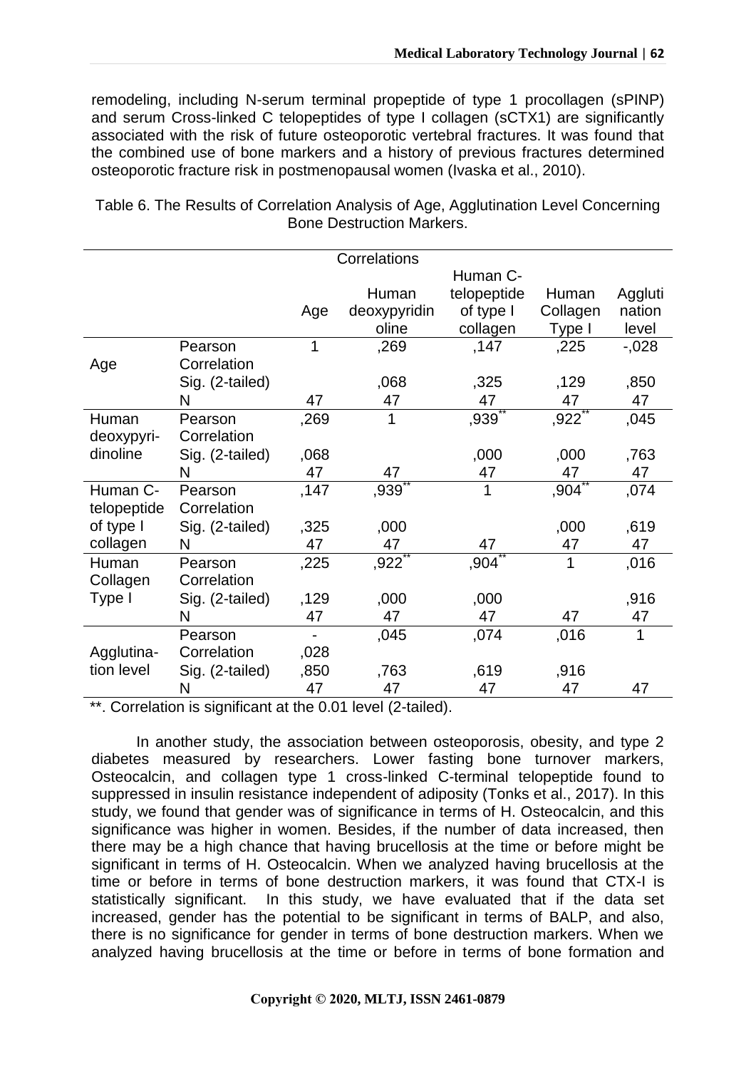remodeling, including N-serum terminal propeptide of type 1 procollagen (sPINP) and serum Cross-linked C telopeptides of type I collagen (sCTX1) are significantly associated with the risk of future osteoporotic vertebral fractures. It was found that the combined use of bone markers and a history of previous fractures determined osteoporotic fracture risk in postmenopausal women (Ivaska et al., 2010).

Table 6. The Results of Correlation Analysis of Age, Agglutination Level Concerning Bone Destruction Markers.

| Correlations | | | | | | |
|---|---|---|---|---|---|---|
| | | Age | Human deoxypyridinoline | Human C-telopeptide of type I collagen | Human Collagen Type I | Agglutination level |
| Age | Pearson Correlation | 1 | ,269 | ,147 | ,225 | -,028 |
| | Sig. (2-tailed) | | ,068 | ,325 | ,129 | ,850 |
| | N | 47 | 47 | 47 | 47 | 47 |
| Human deoxypyridinoline | Pearson Correlation | ,269 | 1 | ,939** | ,922** | ,045 |
| | Sig. (2-tailed) | ,068 | | ,000 | ,000 | ,763 |
| | N | 47 | 47 | 47 | 47 | 47 |
| Human C-telopeptide of type I collagen | Pearson Correlation | ,147 | ,939** | 1 | ,904** | ,074 |
| | Sig. (2-tailed) | ,325 | ,000 | | ,000 | ,619 |
| | N | 47 | 47 | 47 | 47 | 47 |
| Human Collagen Type I | Pearson Correlation | ,225 | ,922** | ,904** | 1 | ,016 |
| | Sig. (2-tailed) | ,129 | ,000 | ,000 | | ,916 |
| | N | 47 | 47 | 47 | 47 | 47 |
| Agglutination level | Pearson Correlation | -,028 | ,045 | ,074 | ,016 | 1 |
| | Sig. (2-tailed) | ,850 | ,763 | ,619 | ,916 | |
| | N | 47 | 47 | 47 | 47 | 47 |

**. Correlation is significant at the 0.01 level (2-tailed).

In another study, the association between osteoporosis, obesity, and type 2 diabetes measured by researchers. Lower fasting bone turnover markers, Osteocalcin, and collagen type 1 cross-linked C-terminal telopeptide found to suppressed in insulin resistance independent of adiposity (Tonks et al., 2017). In this study, we found that gender was of significance in terms of H. Osteocalcin, and this significance was higher in women. Besides, if the number of data increased, then there may be a high chance that having brucellosis at the time or before might be significant in terms of H. Osteocalcin. When we analyzed having brucellosis at the time or before in terms of bone destruction markers, it was found that CTX-I is statistically significant. In this study, we have evaluated that if the data set increased, gender has the potential to be significant in terms of BALP, and also, there is no significance for gender in terms of bone destruction markers. When we analyzed having brucellosis at the time or before in terms of bone formation and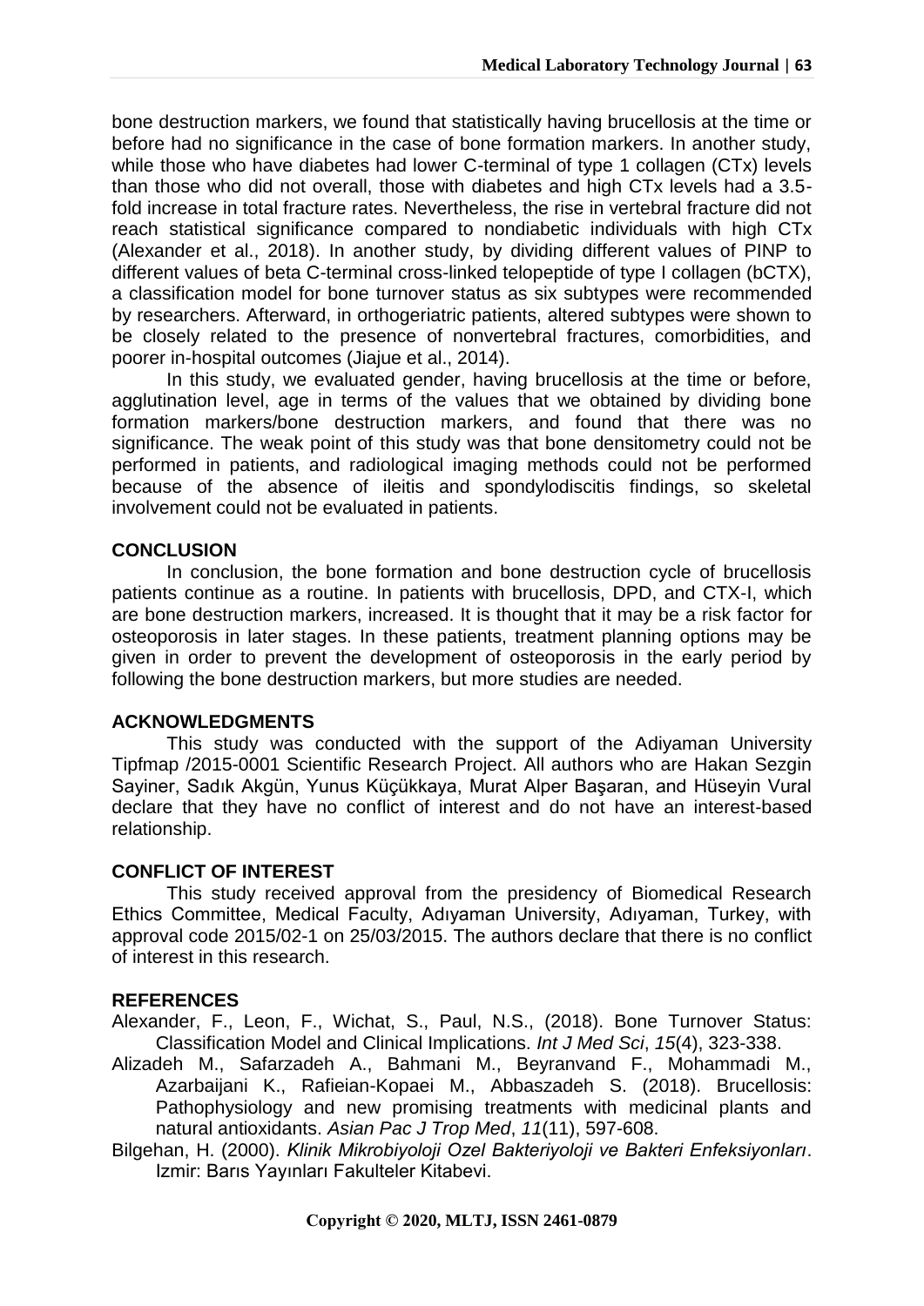bone destruction markers, we found that statistically having brucellosis at the time or before had no significance in the case of bone formation markers. In another study, while those who have diabetes had lower C-terminal of type 1 collagen (CTx) levels than those who did not overall, those with diabetes and high CTx levels had a 3.5-fold increase in total fracture rates. Nevertheless, the rise in vertebral fracture did not reach statistical significance compared to nondiabetic individuals with high CTx (Alexander et al., 2018). In another study, by dividing different values of PINP to different values of beta C-terminal cross-linked telopeptide of type I collagen (bCTX), a classification model for bone turnover status as six subtypes were recommended by researchers. Afterward, in orthogeriatric patients, altered subtypes were shown to be closely related to the presence of nonvertebral fractures, comorbidities, and poorer in-hospital outcomes (Jiajue et al., 2014).

In this study, we evaluated gender, having brucellosis at the time or before, agglutination level, age in terms of the values that we obtained by dividing bone formation markers/bone destruction markers, and found that there was no significance. The weak point of this study was that bone densitometry could not be performed in patients, and radiological imaging methods could not be performed because of the absence of ileitis and spondylodiscitis findings, so skeletal involvement could not be evaluated in patients.

## CONCLUSION

In conclusion, the bone formation and bone destruction cycle of brucellosis patients continue as a routine. In patients with brucellosis, DPD, and CTX-I, which are bone destruction markers, increased. It is thought that it may be a risk factor for osteoporosis in later stages. In these patients, treatment planning options may be given in order to prevent the development of osteoporosis in the early period by following the bone destruction markers, but more studies are needed.

## ACKNOWLEDGMENTS

This study was conducted with the support of the Adiyaman University Tipfmap /2015-0001 Scientific Research Project. All authors who are Hakan Sezgin Sayiner, Sadık Akgün, Yunus Küçükkaya, Murat Alper Başaran, and Hüseyin Vural declare that they have no conflict of interest and do not have an interest-based relationship.

## CONFLICT OF INTEREST

This study received approval from the presidency of Biomedical Research Ethics Committee, Medical Faculty, Adıyaman University, Adıyaman, Turkey, with approval code 2015/02-1 on 25/03/2015. The authors declare that there is no conflict of interest in this research.

## REFERENCES

Alexander, F., Leon, F., Wichat, S., Paul, N.S., (2018). Bone Turnover Status: Classification Model and Clinical Implications. *Int J Med Sci*, *15*(4), 323-338.

Alizadeh M., Safarzadeh A., Bahmani M., Beyranvand F., Mohammadi M., Azarbaijani K., Rafieian-Kopaei M., Abbaszadeh S. (2018). Brucellosis: Pathophysiology and new promising treatments with medicinal plants and natural antioxidants. *Asian Pac J Trop Med*, *11*(11), 597-608.

Bilgehan, H. (2000). *Klinik Mikrobiyoloji Ozel Bakteriyoloji ve Bakteri Enfeksiyonları*. Izmir: Barıs Yayınları Fakulteler Kitabevi.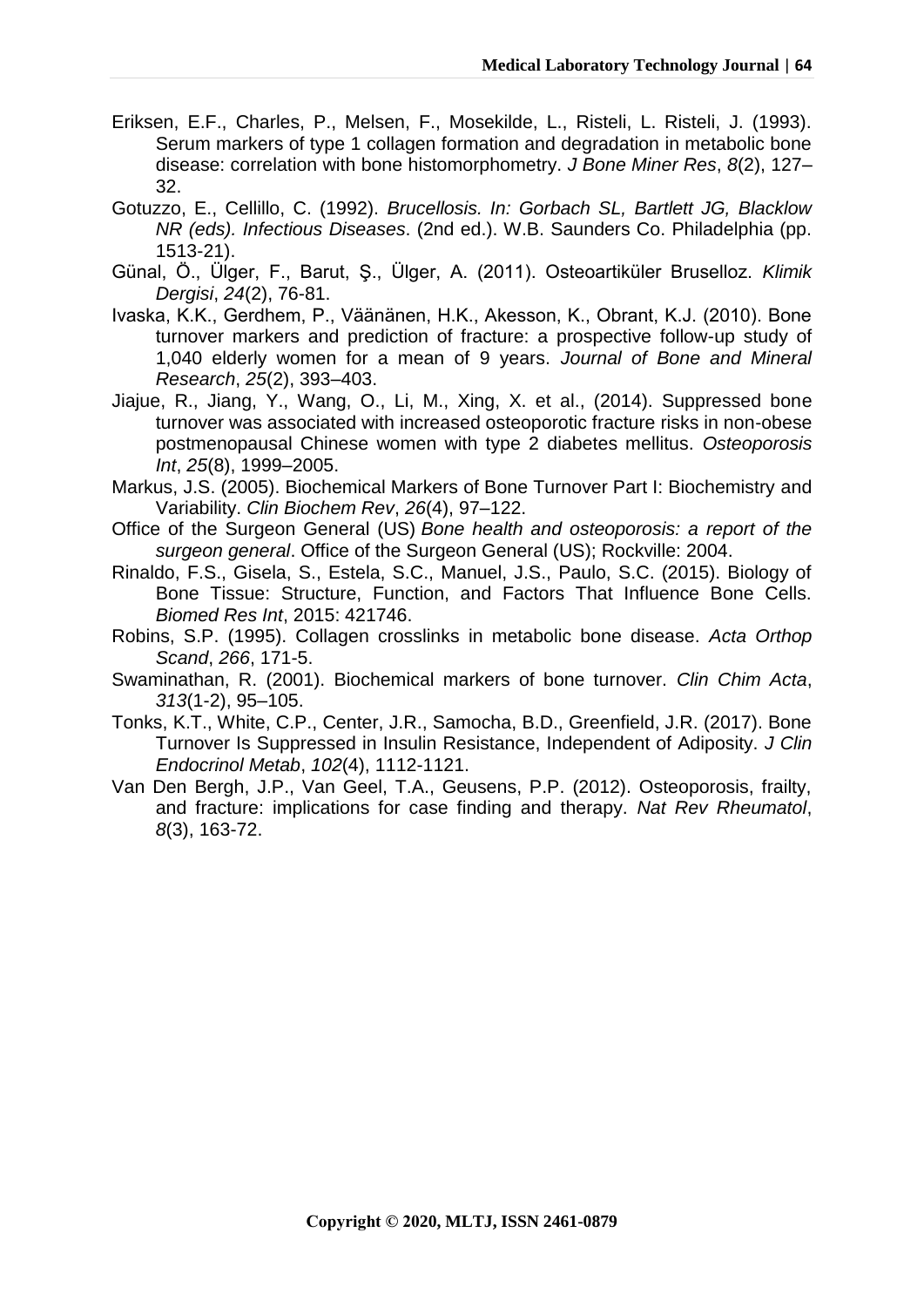Eriksen, E.F., Charles, P., Melsen, F., Mosekilde, L., Risteli, L. Risteli, J. (1993). Serum markers of type 1 collagen formation and degradation in metabolic bone disease: correlation with bone histomorphometry. *J Bone Miner Res*, *8*(2), 127–32.

Gotuzzo, E., Cellillo, C. (1992). *Brucellosis. In: Gorbach SL, Bartlett JG, Blacklow NR (eds). Infectious Diseases*. (2nd ed.). W.B. Saunders Co. Philadelphia (pp. 1513-21).

Günal, Ö., Ülger, F., Barut, Ş., Ülger, A. (2011). Osteoartiküler Bruselloz. *Klimik Dergisi*, *24*(2), 76-81.

Ivaska, K.K., Gerdhem, P., Väänänen, H.K., Akesson, K., Obrant, K.J. (2010). Bone turnover markers and prediction of fracture: a prospective follow-up study of 1,040 elderly women for a mean of 9 years. *Journal of Bone and Mineral Research*, *25*(2), 393–403.

Jiajue, R., Jiang, Y., Wang, O., Li, M., Xing, X. et al., (2014). Suppressed bone turnover was associated with increased osteoporotic fracture risks in non-obese postmenopausal Chinese women with type 2 diabetes mellitus. *Osteoporosis Int*, *25*(8), 1999–2005.

Markus, J.S. (2005). Biochemical Markers of Bone Turnover Part I: Biochemistry and Variability. *Clin Biochem Rev*, *26*(4), 97–122.

Office of the Surgeon General (US) *Bone health and osteoporosis: a report of the surgeon general*. Office of the Surgeon General (US); Rockville: 2004.

Rinaldo, F.S., Gisela, S., Estela, S.C., Manuel, J.S., Paulo, S.C. (2015). Biology of Bone Tissue: Structure, Function, and Factors That Influence Bone Cells. *Biomed Res Int*, 2015: 421746.

Robins, S.P. (1995). Collagen crosslinks in metabolic bone disease. *Acta Orthop Scand*, *266*, 171-5.

Swaminathan, R. (2001). Biochemical markers of bone turnover. *Clin Chim Acta*, *313*(1-2), 95–105.

Tonks, K.T., White, C.P., Center, J.R., Samocha, B.D., Greenfield, J.R. (2017). Bone Turnover Is Suppressed in Insulin Resistance, Independent of Adiposity. *J Clin Endocrinol Metab*, *102*(4), 1112-1121.

Van Den Bergh, J.P., Van Geel, T.A., Geusens, P.P. (2012). Osteoporosis, frailty, and fracture: implications for case finding and therapy. *Nat Rev Rheumatol*, *8*(3), 163-72.